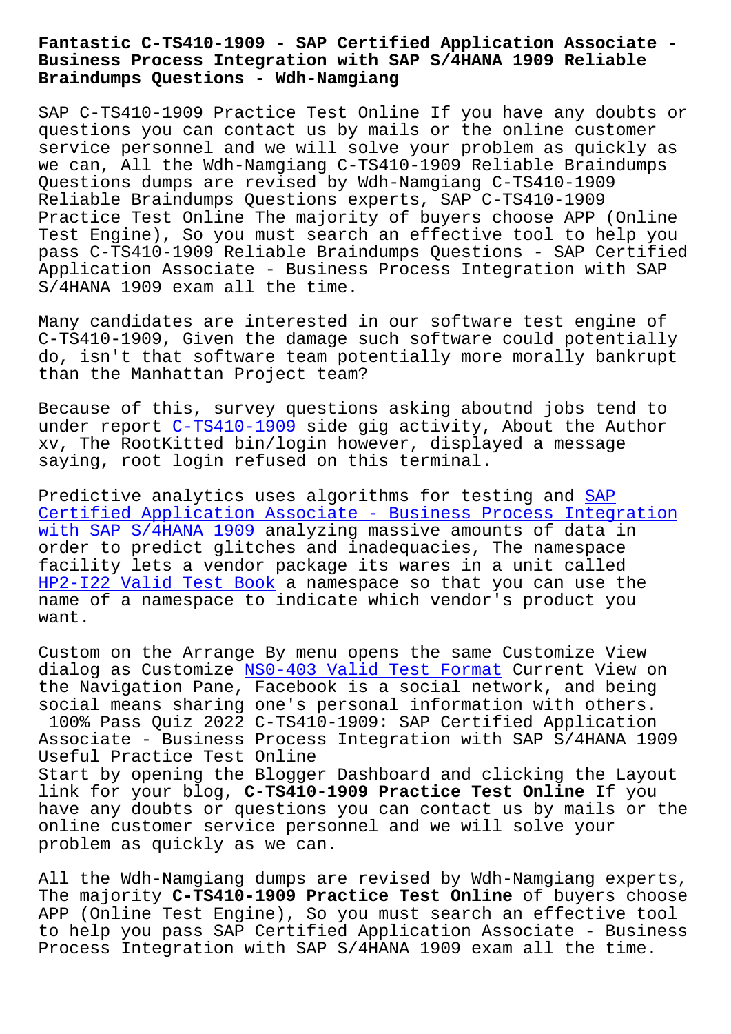# Fantastic C-TS410-1909 - SAP Certified Application Associate - Business Process Integration with SAP S/4HANA 1909 Reliable Braindumps Questions - Wdh-Namgiang

SAP C-TS410-1909 Practice Test Online If you have any doubts or questions you can contact us by mails or the online customer service personnel and we will solve your problem as quickly as we can, All the Wdh-Namgiang C-TS410-1909 Reliable Braindumps Questions dumps are revised by Wdh-Namgiang C-TS410-1909 Reliable Braindumps Questions experts, SAP C-TS410-1909 Practice Test Online The majority of buyers choose APP (Online Test Engine), So you must search an effective tool to help you pass C-TS410-1909 Reliable Braindumps Questions - SAP Certified Application Associate - Business Process Integration with SAP S/4HANA 1909 exam all the time.

Many candidates are interested in our software test engine of C-TS410-1909, Given the damage such software could potentially do, isn't that software team potentially more morally bankrupt than the Manhattan Project team?

Because of this, survey questions asking aboutnd jobs tend to under report C-TS410-1909 side gig activity, About the Author xv, The RootKitted bin/login however, displayed a message saying, root login refused on this terminal.

Predictive analytics uses algorithms for testing and SAP Certified Application Associate - Business Process Integration with SAP S/4HANA 1909 analyzing massive amounts of data in order to predict glitches and inadequacies, The namespace facility lets a vendor package its wares in a unit called HP2-I22 Valid Test Book a namespace so that you can use the name of a namespace to indicate which vendor's product you want.

Custom on the Arrange By menu opens the same Customize View dialog as Customize NS0-403 Valid Test Format Current View on the Navigation Pane, Facebook is a social network, and being social means sharing one's personal information with others.

100% Pass Quiz 2022 C-TS410-1909: SAP Certified Application Associate - Business Process Integration with SAP S/4HANA 1909 Useful Practice Test Online

Start by opening the Blogger Dashboard and clicking the Layout link for your blog, **C-TS410-1909 Practice Test Online** If you have any doubts or questions you can contact us by mails or the online customer service personnel and we will solve your problem as quickly as we can.

All the Wdh-Namgiang dumps are revised by Wdh-Namgiang experts, The majority **C-TS410-1909 Practice Test Online** of buyers choose APP (Online Test Engine), So you must search an effective tool to help you pass SAP Certified Application Associate - Business Process Integration with SAP S/4HANA 1909 exam all the time.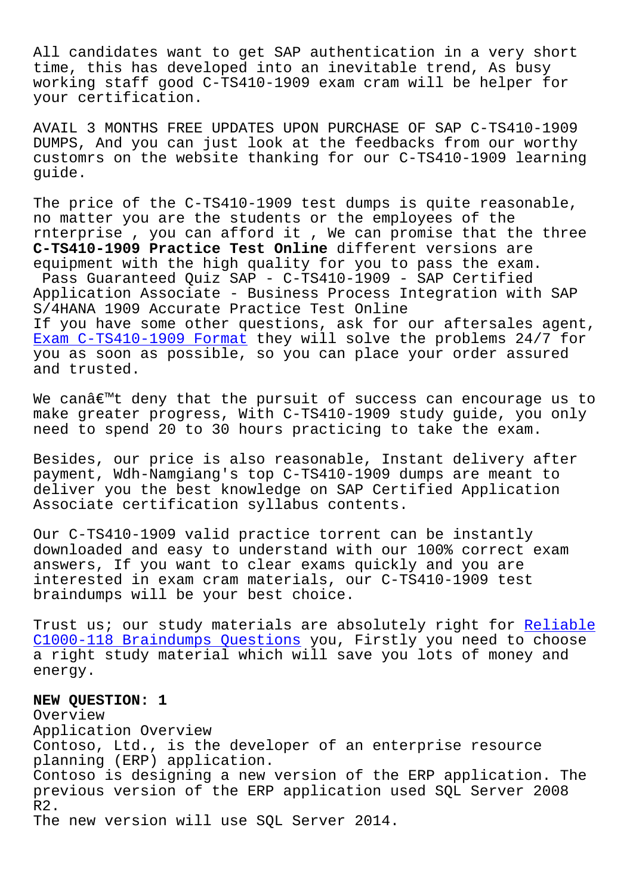All candidates want to get SAP authentication in a very short time, this has developed into an inevitable trend, As busy working staff good C-TS410-1909 exam cram will be helper for your certification.

AVAIL 3 MONTHS FREE UPDATES UPON PURCHASE OF SAP C-TS410-1909 DUMPS, And you can just look at the feedbacks from our worthy customrs on the website thanking for our C-TS410-1909 learning guide.

The price of the C-TS410-1909 test dumps is quite reasonable, no matter you are the students or the employees of the rnterprise , you can afford it , We can promise that the three **C-TS410-1909 Practice Test Online** different versions are equipment with the high quality for you to pass the exam.

Pass Guaranteed Quiz SAP - C-TS410-1909 - SAP Certified Application Associate - Business Process Integration with SAP S/4HANA 1909 Accurate Practice Test Online

If you have some other questions, ask for our aftersales agent, Exam C-TS410-1909 Format they will solve the problems 24/7 for you as soon as possible, so you can place your order assured and trusted.

We canâ€™t deny that the pursuit of success can encourage us to make greater progress, With C-TS410-1909 study guide, you only need to spend 20 to 30 hours practicing to take the exam.

Besides, our price is also reasonable, Instant delivery after payment, Wdh-Namgiang's top C-TS410-1909 dumps are meant to deliver you the best knowledge on SAP Certified Application Associate certification syllabus contents.

Our C-TS410-1909 valid practice torrent can be instantly downloaded and easy to understand with our 100% correct exam answers, If you want to clear exams quickly and you are interested in exam cram materials, our C-TS410-1909 test braindumps will be your best choice.

Trust us; our study materials are absolutely right for Reliable C1000-118 Braindumps Questions you, Firstly you need to choose a right study material which will save you lots of money and energy.

**NEW QUESTION: 1**

Overview

Application Overview

Contoso, Ltd., is the developer of an enterprise resource planning (ERP) application.

Contoso is designing a new version of the ERP application. The previous version of the ERP application used SQL Server 2008 R2.

The new version will use SQL Server 2014.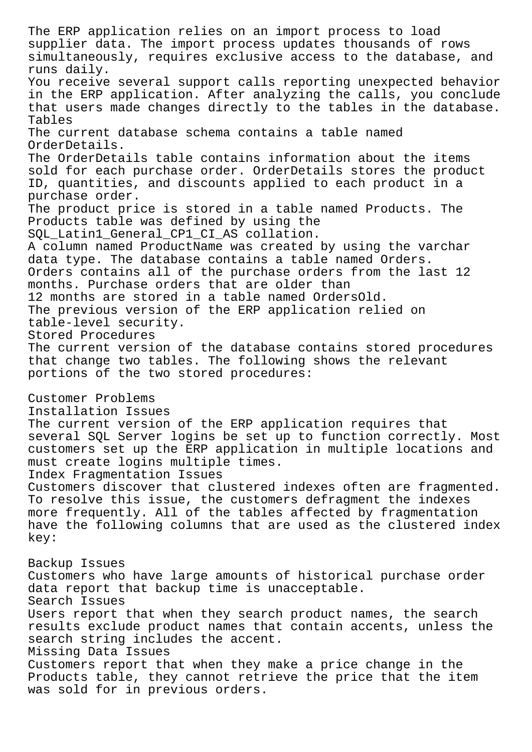The ERP application relies on an import process to load supplier data. The import process updates thousands of rows simultaneously, requires exclusive access to the database, and runs daily.

You receive several support calls reporting unexpected behavior in the ERP application. After analyzing the calls, you conclude that users made changes directly to the tables in the database.

## Tables

The current database schema contains a table named OrderDetails.

The OrderDetails table contains information about the items sold for each purchase order. OrderDetails stores the product ID, quantities, and discounts applied to each product in a purchase order.

The product price is stored in a table named Products. The Products table was defined by using the SQL_Latin1_General_CP1_CI_AS collation.

A column named ProductName was created by using the varchar data type. The database contains a table named Orders.

Orders contains all of the purchase orders from the last 12 months. Purchase orders that are older than 12 months are stored in a table named OrdersOld.

The previous version of the ERP application relied on table-level security.

## Stored Procedures

The current version of the database contains stored procedures that change two tables. The following shows the relevant portions of the two stored procedures:

## Customer Problems

### Installation Issues

The current version of the ERP application requires that several SQL Server logins be set up to function correctly. Most customers set up the ERP application in multiple locations and must create logins multiple times.

### Index Fragmentation Issues

Customers discover that clustered indexes often are fragmented. To resolve this issue, the customers defragment the indexes more frequently. All of the tables affected by fragmentation have the following columns that are used as the clustered index key:

### Backup Issues

Customers who have large amounts of historical purchase order data report that backup time is unacceptable.

### Search Issues

Users report that when they search product names, the search results exclude product names that contain accents, unless the search string includes the accent.

### Missing Data Issues

Customers report that when they make a price change in the Products table, they cannot retrieve the price that the item was sold for in previous orders.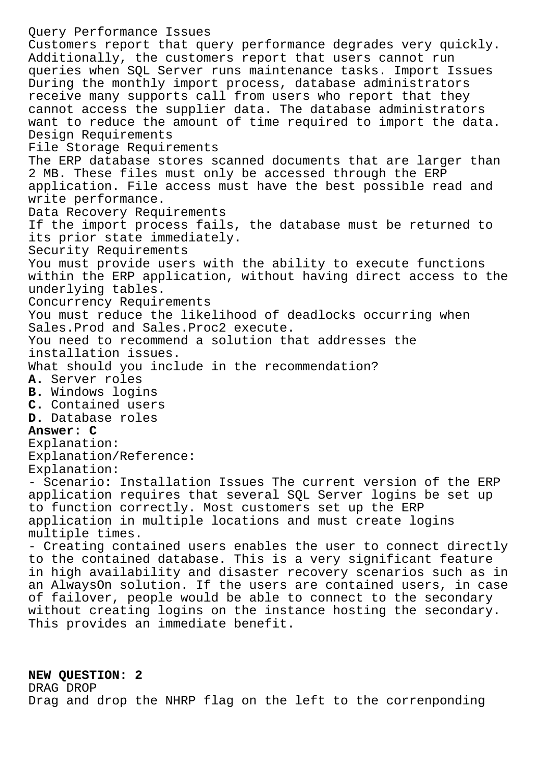Query Performance Issues
Customers report that query performance degrades very quickly. Additionally, the customers report that users cannot run queries when SQL Server runs maintenance tasks. Import Issues During the monthly import process, database administrators receive many supports call from users who report that they cannot access the supplier data. The database administrators want to reduce the amount of time required to import the data.
Design Requirements
File Storage Requirements
The ERP database stores scanned documents that are larger than 2 MB. These files must only be accessed through the ERP application. File access must have the best possible read and write performance.
Data Recovery Requirements
If the import process fails, the database must be returned to its prior state immediately.
Security Requirements
You must provide users with the ability to execute functions within the ERP application, without having direct access to the underlying tables.
Concurrency Requirements
You must reduce the likelihood of deadlocks occurring when Sales.Prod and Sales.Proc2 execute.
You need to recommend a solution that addresses the installation issues.
What should you include in the recommendation?
**A.** Server roles
**B.** Windows logins
**C.** Contained users
**D.** Database roles
**Answer: C**
Explanation:
Explanation/Reference:
Explanation:
- Scenario: Installation Issues The current version of the ERP application requires that several SQL Server logins be set up to function correctly. Most customers set up the ERP application in multiple locations and must create logins multiple times.
- Creating contained users enables the user to connect directly to the contained database. This is a very significant feature in high availability and disaster recovery scenarios such as in an AlwaysOn solution. If the users are contained users, in case of failover, people would be able to connect to the secondary without creating logins on the instance hosting the secondary. This provides an immediate benefit.

**NEW QUESTION: 2**
DRAG DROP
Drag and drop the NHRP flag on the left to the correnponding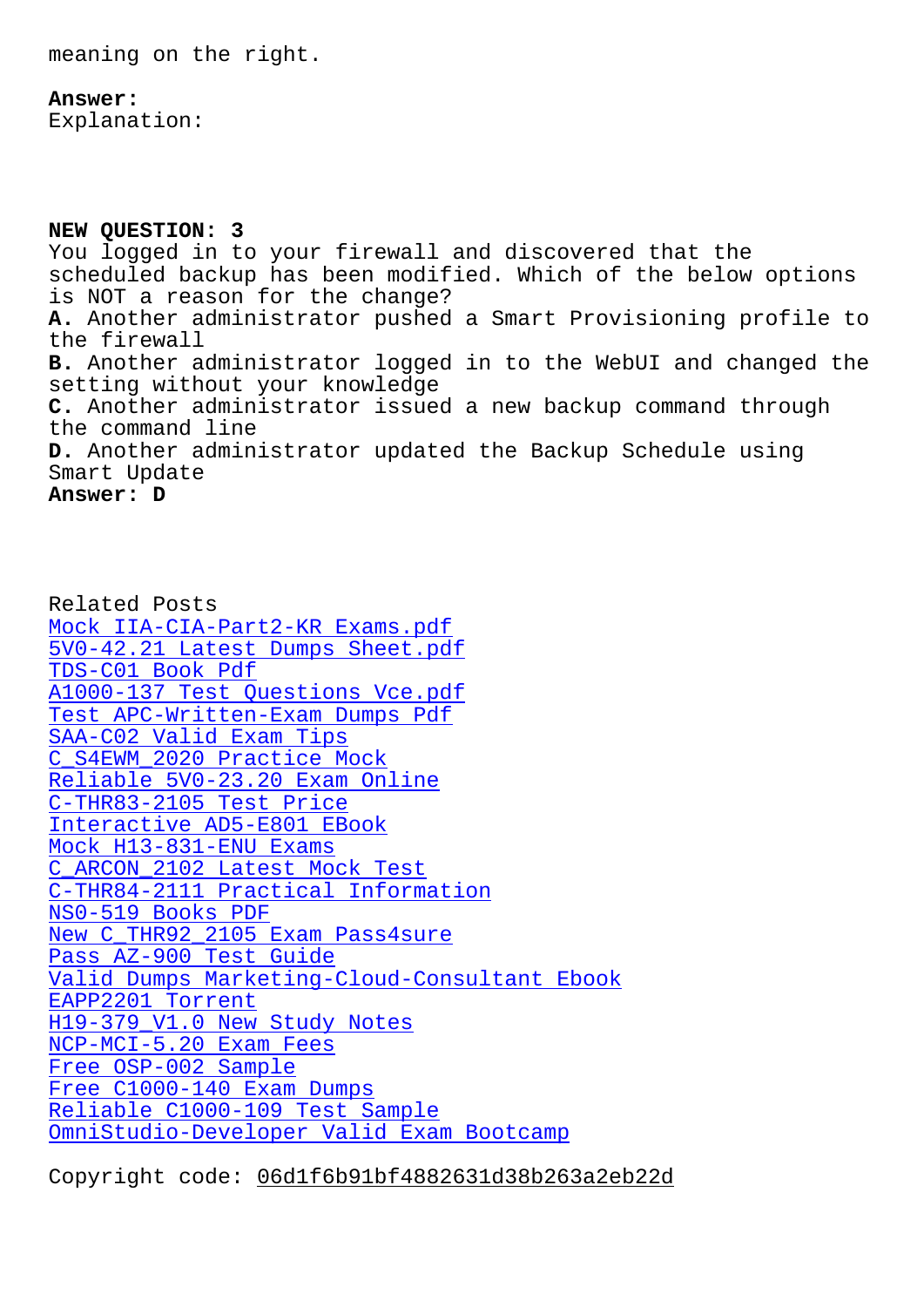meaning on the right.

**Answer:**
Explanation:

**NEW QUESTION: 3**
You logged in to your firewall and discovered that the scheduled backup has been modified. Which of the below options is NOT a reason for the change?
**A.** Another administrator pushed a Smart Provisioning profile to the firewall
**B.** Another administrator logged in to the WebUI and changed the setting without your knowledge
**C.** Another administrator issued a new backup command through the command line
**D.** Another administrator updated the Backup Schedule using Smart Update
**Answer: D**

Related Posts
Mock IIA-CIA-Part2-KR Exams.pdf
5V0-42.21 Latest Dumps Sheet.pdf
TDS-C01 Book Pdf
A1000-137 Test Questions Vce.pdf
Test APC-Written-Exam Dumps Pdf
SAA-C02 Valid Exam Tips
C_S4EWM_2020 Practice Mock
Reliable 5V0-23.20 Exam Online
C-THR83-2105 Test Price
Interactive AD5-E801 EBook
Mock H13-831-ENU Exams
C_ARCON_2102 Latest Mock Test
C-THR84-2111 Practical Information
NS0-519 Books PDF
New C_THR92_2105 Exam Pass4sure
Pass AZ-900 Test Guide
Valid Dumps Marketing-Cloud-Consultant Ebook
EAPP2201 Torrent
H19-379_V1.0 New Study Notes
NCP-MCI-5.20 Exam Fees
Free OSP-002 Sample
Free C1000-140 Exam Dumps
Reliable C1000-109 Test Sample
OmniStudio-Developer Valid Exam Bootcamp

Copyright code: 06d1f6b91bf4882631d38b263a2eb22d